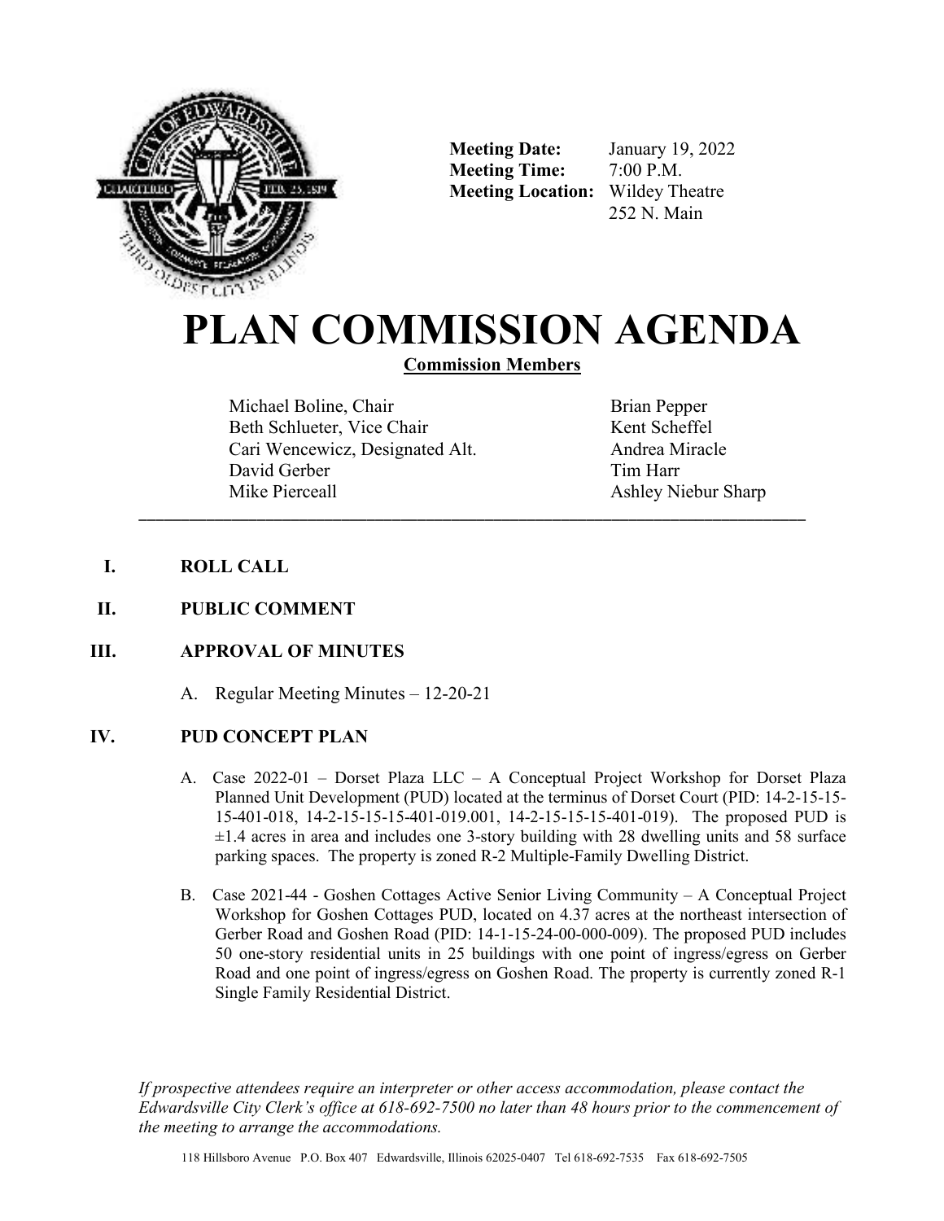**Meeting Date:** January 19, 2022
**Meeting Time:** 7:00 P.M.
**Meeting Location:** Wildey Theatre
252 N. Main

# PLAN COMMISSION AGENDA

**Commission Members**

| | |
|---|---|
| Michael Boline, Chair | Brian Pepper |
| Beth Schlueter, Vice Chair | Kent Scheffel |
| Cari Wencewicz, Designated Alt. | Andrea Miracle |
| David Gerber | Tim Harr |
| Mike Pierceall | Ashley Niebur Sharp |

---

## I. ROLL CALL

## II. PUBLIC COMMENT

## III. APPROVAL OF MINUTES

A. Regular Meeting Minutes – 12-20-21

## IV. PUD CONCEPT PLAN

A. Case 2022-01 – Dorset Plaza LLC – A Conceptual Project Workshop for Dorset Plaza Planned Unit Development (PUD) located at the terminus of Dorset Court (PID: 14-2-15-15-15-401-018, 14-2-15-15-15-401-019.001, 14-2-15-15-15-401-019). The proposed PUD is ±1.4 acres in area and includes one 3-story building with 28 dwelling units and 58 surface parking spaces. The property is zoned R-2 Multiple-Family Dwelling District.

B. Case 2021-44 - Goshen Cottages Active Senior Living Community – A Conceptual Project Workshop for Goshen Cottages PUD, located on 4.37 acres at the northeast intersection of Gerber Road and Goshen Road (PID: 14-1-15-24-00-000-009). The proposed PUD includes 50 one-story residential units in 25 buildings with one point of ingress/egress on Gerber Road and one point of ingress/egress on Goshen Road. The property is currently zoned R-1 Single Family Residential District.

*If prospective attendees require an interpreter or other access accommodation, please contact the Edwardsville City Clerk's office at 618-692-7500 no later than 48 hours prior to the commencement of the meeting to arrange the accommodations.*

118 Hillsboro Avenue P.O. Box 407 Edwardsville, Illinois 62025-0407 Tel 618-692-7535 Fax 618-692-7505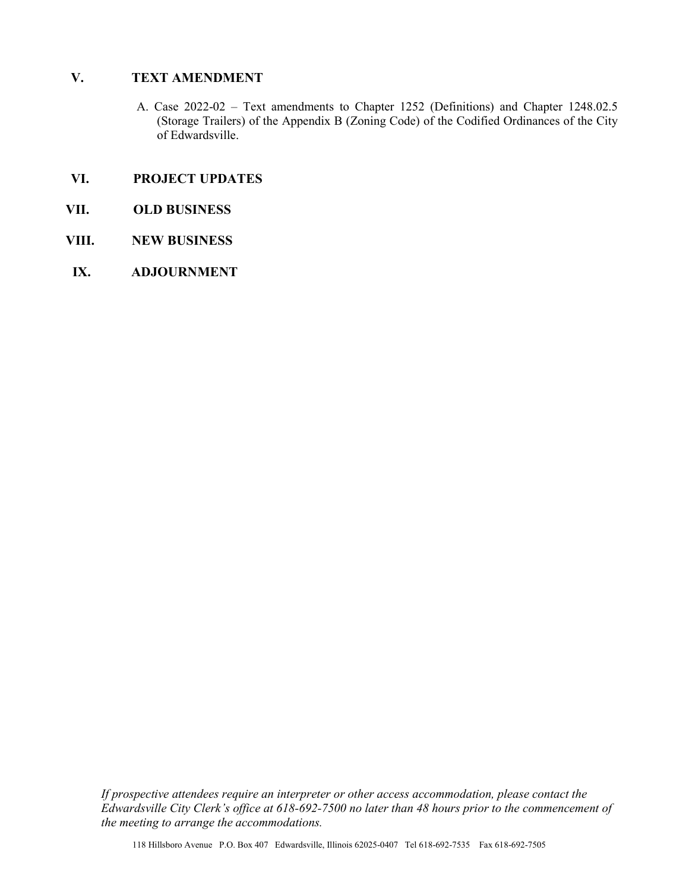## V. TEXT AMENDMENT

A. Case 2022-02 – Text amendments to Chapter 1252 (Definitions) and Chapter 1248.02.5 (Storage Trailers) of the Appendix B (Zoning Code) of the Codified Ordinances of the City of Edwardsville.

## VI. PROJECT UPDATES

## VII. OLD BUSINESS

## VIII. NEW BUSINESS

## IX. ADJOURNMENT

*If prospective attendees require an interpreter or other access accommodation, please contact the Edwardsville City Clerk's office at 618-692-7500 no later than 48 hours prior to the commencement of the meeting to arrange the accommodations.*

118 Hillsboro Avenue P.O. Box 407 Edwardsville, Illinois 62025-0407 Tel 618-692-7535 Fax 618-692-7505